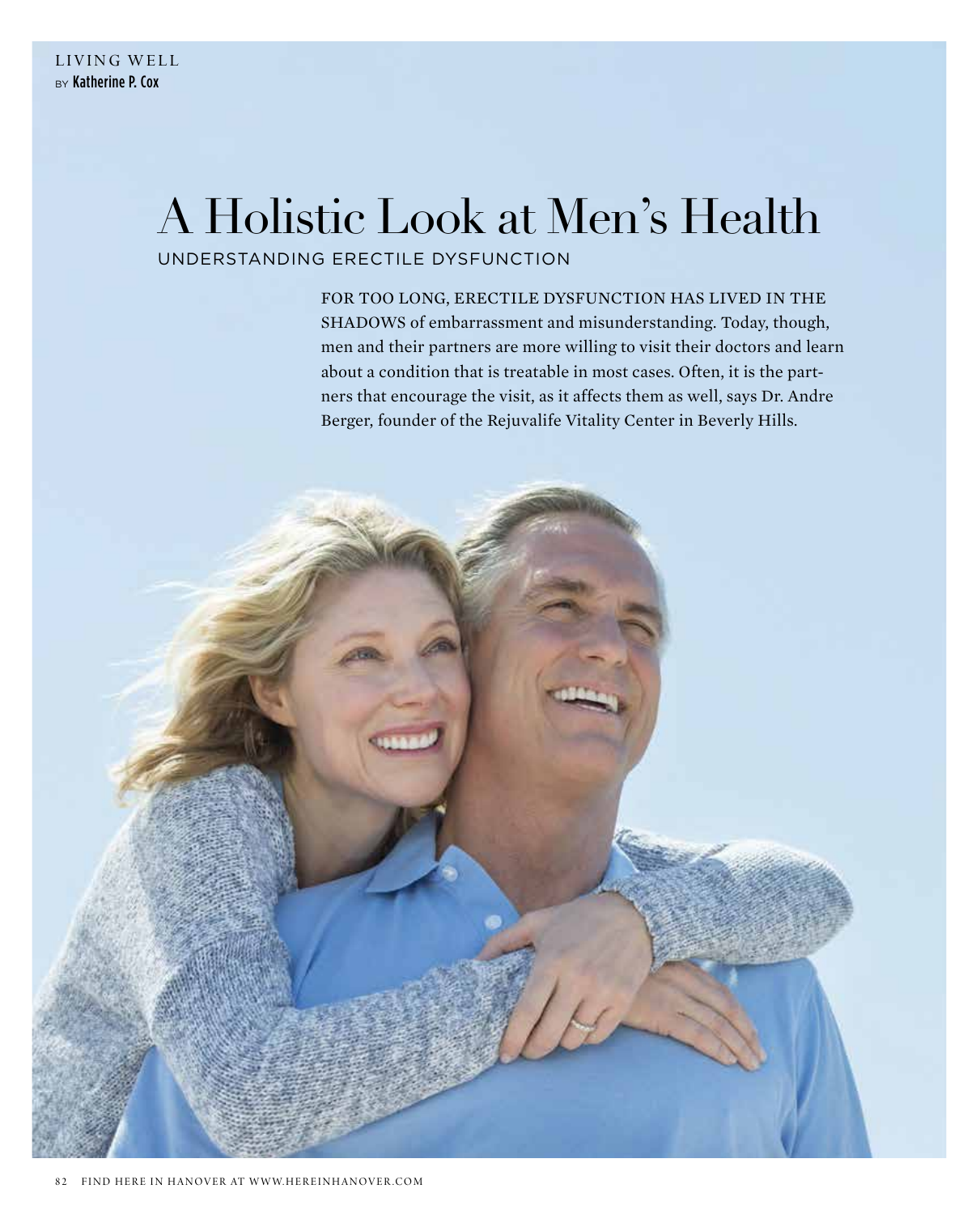LIVING WELL

BY Katherine P. Cox

# A Holistic Look at Men's Health

## UNDERSTANDING ERECTILE DYSFUNCTION

FOR TOO LONG, ERECTILE DYSFUNCTION HAS LIVED IN THE SHADOWS of embarrassment and misunderstanding. Today, though, men and their partners are more willing to visit their doctors and learn about a condition that is treatable in most cases. Often, it is the partners that encourage the visit, as it affects them as well, says Dr. Andre Berger, founder of the Rejuvalife Vitality Center in Beverly Hills.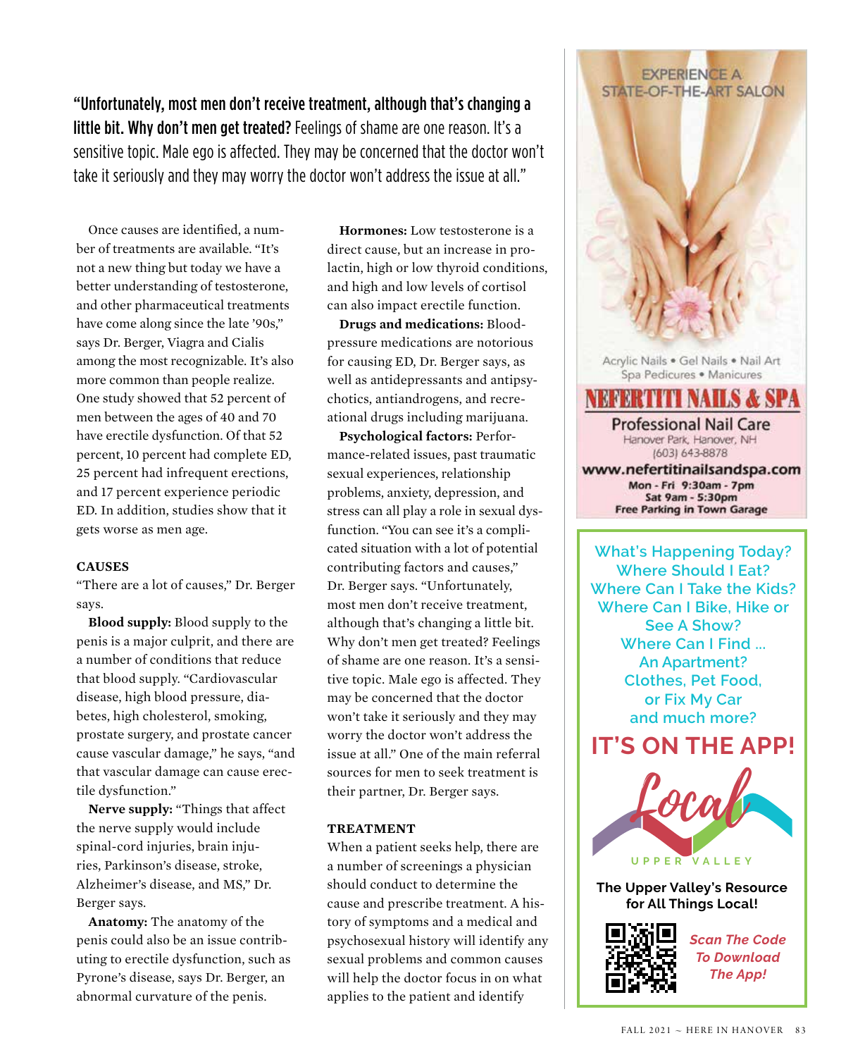**"Unfortunately, most men don't receive treatment, although that's changing a little bit. Why don't men get treated?** Feelings of shame are one reason. It's a sensitive topic. Male ego is affected. They may be concerned that the doctor won't take it seriously and they may worry the doctor won't address the issue at all."

Once causes are identified, a number of treatments are available. "It's not a new thing but today we have a better understanding of testosterone, and other pharmaceutical treatments have come along since the late '90s," says Dr. Berger, Viagra and Cialis among the most recognizable. It's also more common than people realize. One study showed that 52 percent of men between the ages of 40 and 70 have erectile dysfunction. Of that 52 percent, 10 percent had complete ED, 25 percent had infrequent erections, and 17 percent experience periodic ED. In addition, studies show that it gets worse as men age.

### CAUSES

"There are a lot of causes," Dr. Berger says.

**Blood supply:** Blood supply to the penis is a major culprit, and there are a number of conditions that reduce that blood supply. "Cardiovascular disease, high blood pressure, diabetes, high cholesterol, smoking, prostate surgery, and prostate cancer cause vascular damage," he says, "and that vascular damage can cause erectile dysfunction."

**Nerve supply:** "Things that affect the nerve supply would include spinal-cord injuries, brain injuries, Parkinson's disease, stroke, Alzheimer's disease, and MS," Dr. Berger says.

**Anatomy:** The anatomy of the penis could also be an issue contributing to erectile dysfunction, such as Pyrone's disease, says Dr. Berger, an abnormal curvature of the penis.

**Hormones:** Low testosterone is a direct cause, but an increase in prolactin, high or low thyroid conditions, and high and low levels of cortisol can also impact erectile function.

**Drugs and medications:** Blood-pressure medications are notorious for causing ED, Dr. Berger says, as well as antidepressants and antipsychotics, antiandrogens, and recreational drugs including marijuana.

**Psychological factors:** Performance-related issues, past traumatic sexual experiences, relationship problems, anxiety, depression, and stress can all play a role in sexual dysfunction. "You can see it's a complicated situation with a lot of potential contributing factors and causes," Dr. Berger says. "Unfortunately, most men don't receive treatment, although that's changing a little bit. Why don't men get treated? Feelings of shame are one reason. It's a sensitive topic. Male ego is affected. They may be concerned that the doctor won't take it seriously and they may worry the doctor won't address the issue at all." One of the main referral sources for men to seek treatment is their partner, Dr. Berger says.

### TREATMENT

When a patient seeks help, there are a number of screenings a physician should conduct to determine the cause and prescribe treatment. A history of symptoms and a medical and psychosexual history will identify any sexual problems and common causes will help the doctor focus in on what applies to the patient and identify

---

EXPERIENCE A STATE-OF-THE-ART SALON

Acrylic Nails • Gel Nails • Nail Art
Spa Pedicures • Manicures

**NEFERTITI NAILS & SPA**

Professional Nail Care
Hanover Park, Hanover, NH
(603) 643-8878
**www.nefertitinailsandspa.com**
**Mon - Fri 9:30am - 7pm**
**Sat 9am - 5:30pm**
**Free Parking in Town Garage**

---

What's Happening Today?
Where Should I Eat?
Where Can I Take the Kids?
Where Can I Bike, Hike or See A Show?
Where Can I Find ...
An Apartment?
Clothes, Pet Food, or Fix My Car
and much more?

**IT'S ON THE APP!**

Local UPPER VALLEY

**The Upper Valley's Resource for All Things Local!**

***Scan The Code To Download The App!***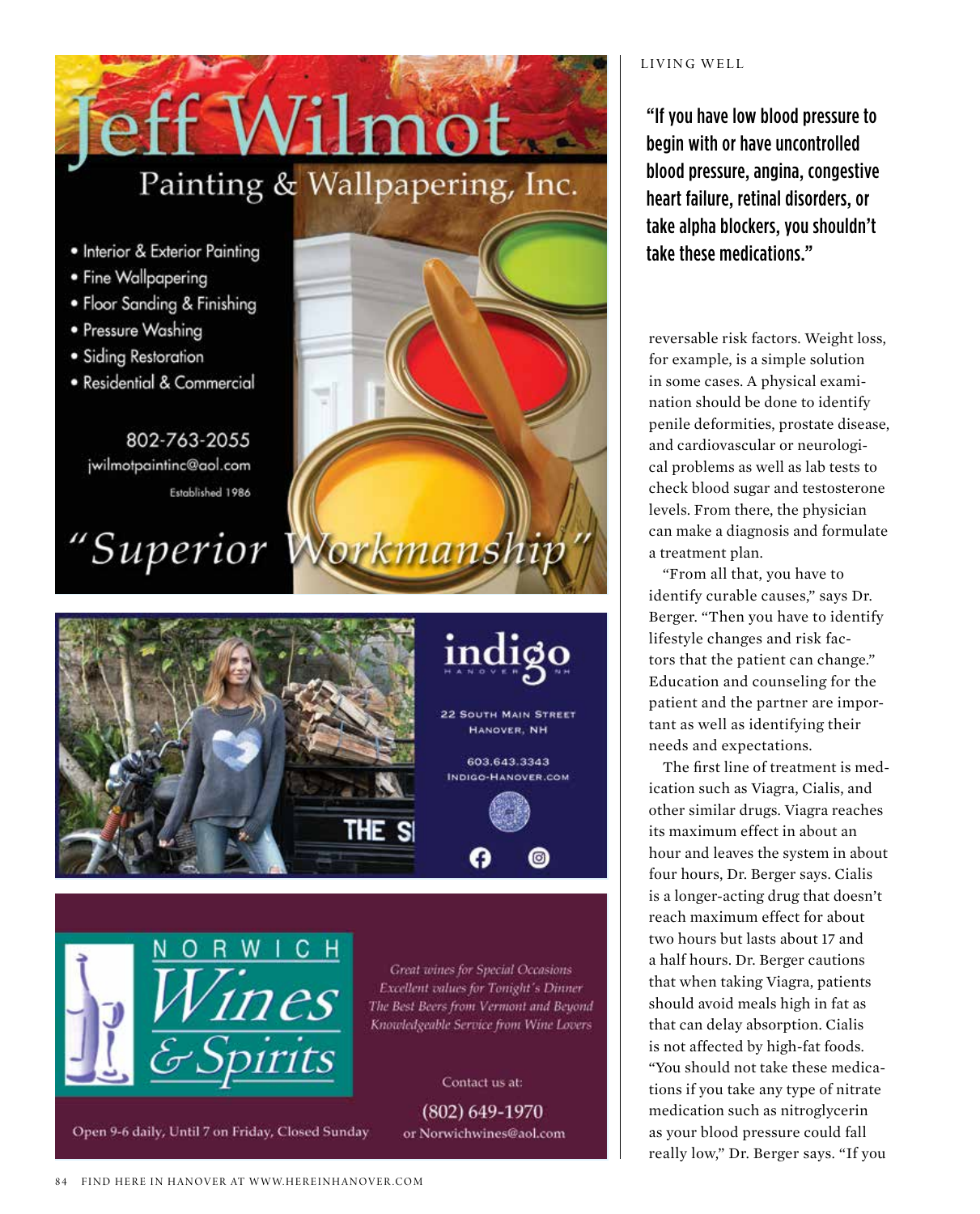**Jeff Wilmot**
Painting & Wallpapering, Inc.

- Interior & Exterior Painting
- Fine Wallpapering
- Floor Sanding & Finishing
- Pressure Washing
- Siding Restoration
- Residential & Commercial

802-763-2055
jwilmotpaintinc@aol.com
Established 1986

*"Superior Workmanship"*

**indigo**
HANOVER NH

22 South Main Street
Hanover, NH

603.643.3343
Indigo-Hanover.com

**Norwich Wines & Spirits**

*Great wines for Special Occasions*
*Excellent values for Tonight's Dinner*
*The Best Beers from Vermont and Beyond*
*Knowledgeable Service from Wine Lovers*

Contact us at:
(802) 649-1970
or Norwichwines@aol.com

Open 9-6 daily, Until 7 on Friday, Closed Sunday

**"If you have low blood pressure to begin with or have uncontrolled blood pressure, angina, congestive heart failure, retinal disorders, or take alpha blockers, you shouldn't take these medications."**

reversable risk factors. Weight loss, for example, is a simple solution in some cases. A physical examination should be done to identify penile deformities, prostate disease, and cardiovascular or neurological problems as well as lab tests to check blood sugar and testosterone levels. From there, the physician can make a diagnosis and formulate a treatment plan.

"From all that, you have to identify curable causes," says Dr. Berger. "Then you have to identify lifestyle changes and risk factors that the patient can change." Education and counseling for the patient and the partner are important as well as identifying their needs and expectations.

The first line of treatment is medication such as Viagra, Cialis, and other similar drugs. Viagra reaches its maximum effect in about an hour and leaves the system in about four hours, Dr. Berger says. Cialis is a longer-acting drug that doesn't reach maximum effect for about two hours but lasts about 17 and a half hours. Dr. Berger cautions that when taking Viagra, patients should avoid meals high in fat as that can delay absorption. Cialis is not affected by high-fat foods. "You should not take these medications if you take any type of nitrate medication such as nitroglycerin as your blood pressure could fall really low," Dr. Berger says. "If you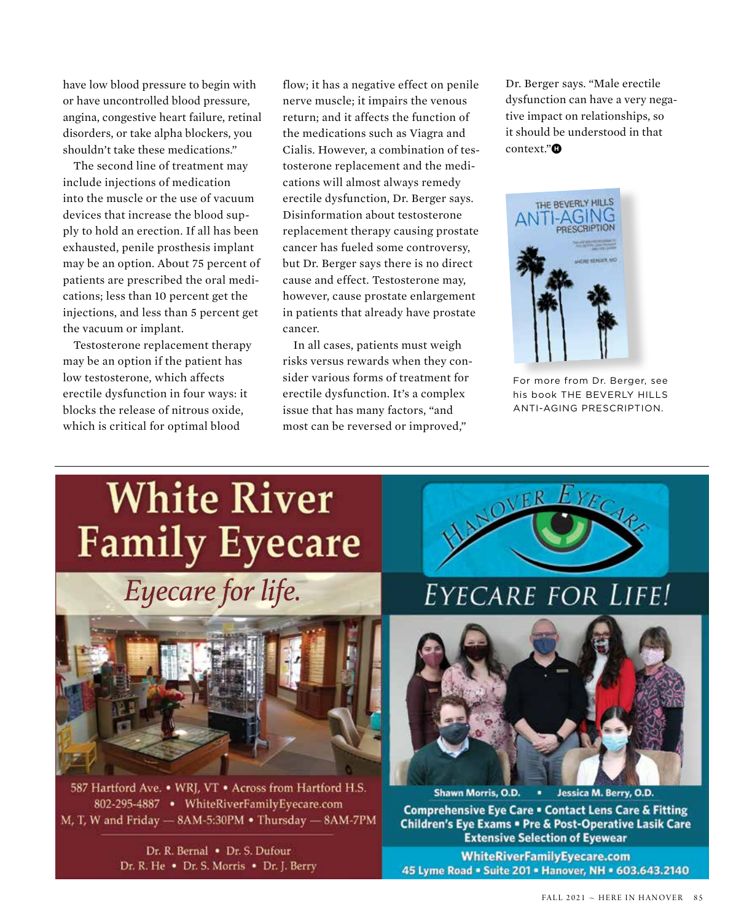have low blood pressure to begin with or have uncontrolled blood pressure, angina, congestive heart failure, retinal disorders, or take alpha blockers, you shouldn't take these medications."

The second line of treatment may include injections of medication into the muscle or the use of vacuum devices that increase the blood supply to hold an erection. If all has been exhausted, penile prosthesis implant may be an option. About 75 percent of patients are prescribed the oral medications; less than 10 percent get the injections, and less than 5 percent get the vacuum or implant.

Testosterone replacement therapy may be an option if the patient has low testosterone, which affects erectile dysfunction in four ways: it blocks the release of nitrous oxide, which is critical for optimal blood flow; it has a negative effect on penile nerve muscle; it impairs the venous return; and it affects the function of the medications such as Viagra and Cialis. However, a combination of testosterone replacement and the medications will almost always remedy erectile dysfunction, Dr. Berger says. Disinformation about testosterone replacement therapy causing prostate cancer has fueled some controversy, but Dr. Berger says there is no direct cause and effect. Testosterone may, however, cause prostate enlargement in patients that already have prostate cancer.

In all cases, patients must weigh risks versus rewards when they consider various forms of treatment for erectile dysfunction. It's a complex issue that has many factors, "and most can be reversed or improved," Dr. Berger says. "Male erectile dysfunction can have a very negative impact on relationships, so it should be understood in that context."

For more from Dr. Berger, see his book THE BEVERLY HILLS ANTI-AGING PRESCRIPTION.

---

# White River Family Eyecare

*Eyecare for life.*

587 Hartford Ave. • WRJ, VT • Across from Hartford H.S.
802-295-4887 • WhiteRiverFamilyEyecare.com
M, T, W and Friday — 8AM-5:30PM • Thursday — 8AM-7PM

Dr. R. Bernal • Dr. S. Dufour
Dr. R. He • Dr. S. Morris • Dr. J. Berry

---

# Hanover Eyecare

EYECARE FOR LIFE!

**Shawn Morris, O.D. • Jessica M. Berry, O.D.**

**Comprehensive Eye Care • Contact Lens Care & Fitting**
**Children's Eye Exams • Pre & Post-Operative Lasik Care**
**Extensive Selection of Eyewear**

**WhiteRiverFamilyEyecare.com**
**45 Lyme Road • Suite 201 • Hanover, NH • 603.643.2140**